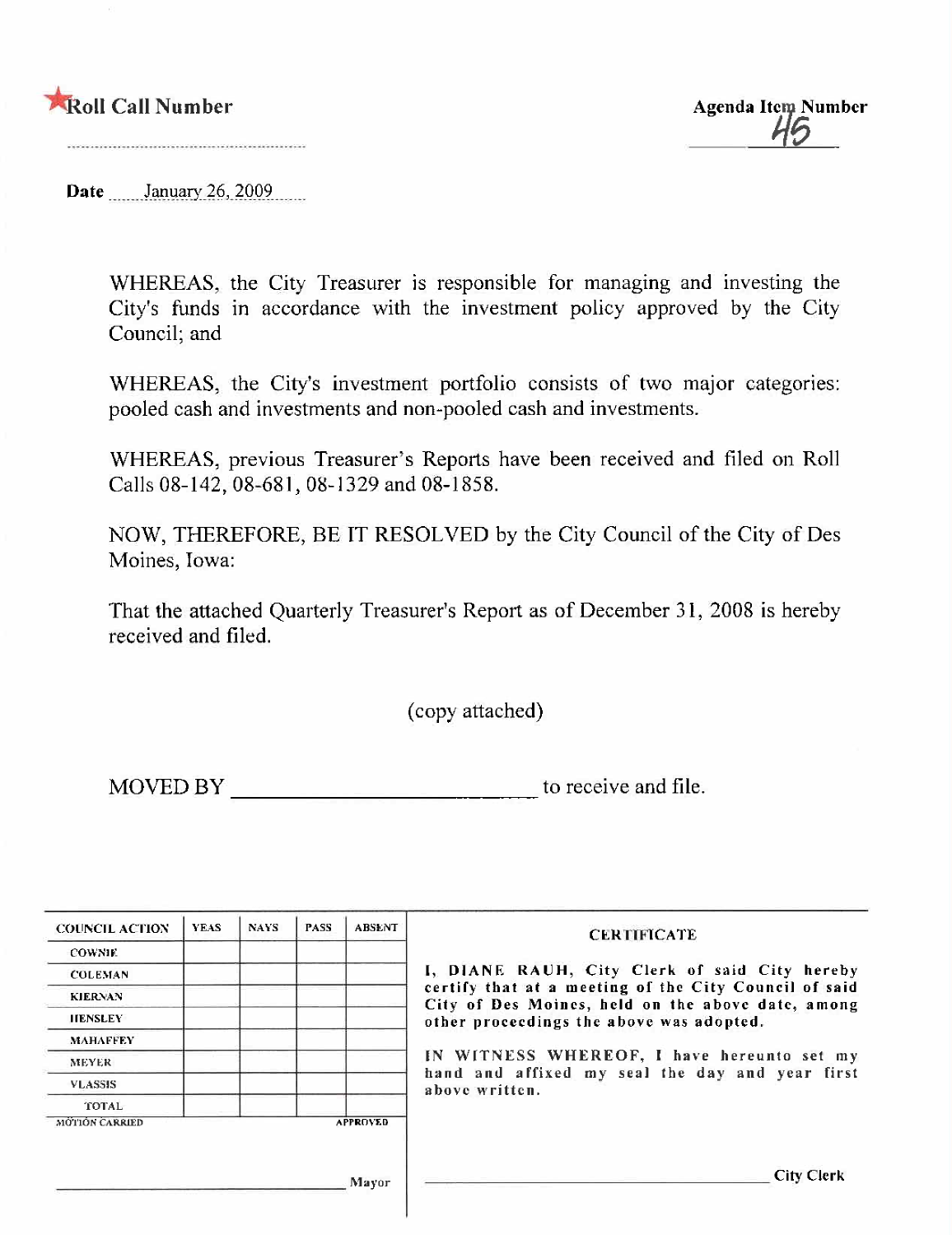★Roll Call Number

Agenda Item Number
46

Date January 26, 2009

WHEREAS, the City Treasurer is responsible for managing and investing the City's funds in accordance with the investment policy approved by the City Council; and

WHEREAS, the City's investment portfolio consists of two major categories: pooled cash and investments and non-pooled cash and investments.

WHEREAS, previous Treasurer's Reports have been received and filed on Roll Calls 08-142, 08-681, 08-1329 and 08-1858.

NOW, THEREFORE, BE IT RESOLVED by the City Council of the City of Des Moines, Iowa:

That the attached Quarterly Treasurer's Report as of December 31, 2008 is hereby received and filed.

(copy attached)

MOVED BY ______________________ to receive and file.

| COUNCIL ACTION | YEAS | NAYS | PASS | ABSENT |
|---|---|---|---|---|
| COWNIE | | | | |
| COLEMAN | | | | |
| KIERNAN | | | | |
| HENSLEY | | | | |
| MAHAFFEY | | | | |
| MEYER | | | | |
| VLASSIS | | | | |
| TOTAL | | | | |

MOTION CARRIED APPROVED

______________________ Mayor

**CERTIFICATE**

I, DIANE RAUH, City Clerk of said City hereby certify that at a meeting of the City Council of said City of Des Moines, held on the above date, among other proceedings the above was adopted.

IN WITNESS WHEREOF, I have hereunto set my hand and affixed my seal the day and year first above written.

______________________ City Clerk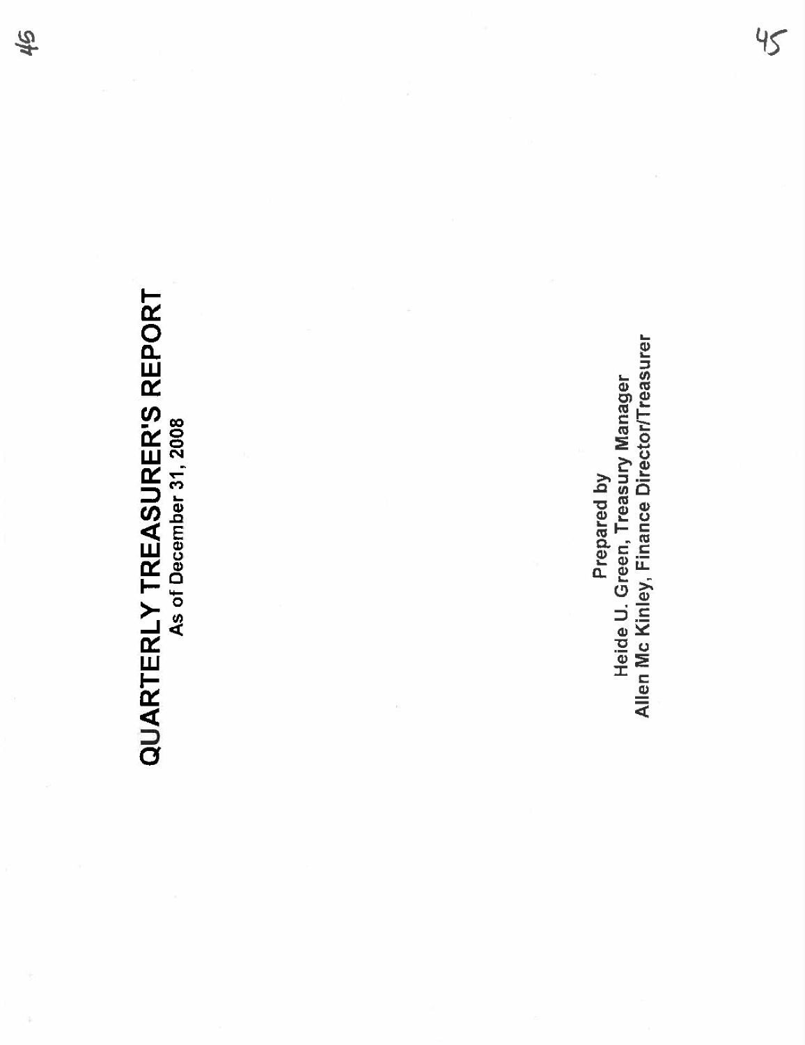# QUARTERLY TREASURER'S REPORT

As of December 31, 2008

Prepared by

Heide U. Green, Treasury Manager

Allen Mc Kinley, Finance Director/Treasurer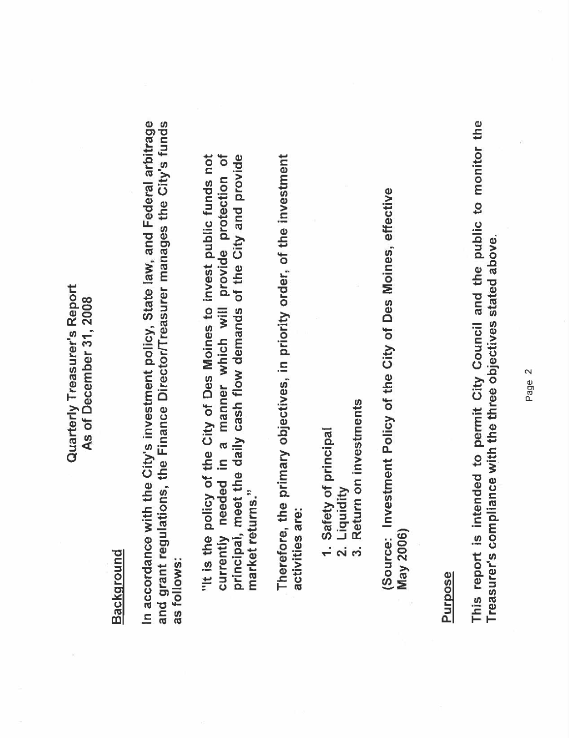# Quarterly Treasurer's Report
## As of December 31, 2008

### Background

In accordance with the City's investment policy, State law, and Federal arbitrage and grant regulations, the Finance Director/Treasurer manages the City's funds as follows:

> "It is the policy of the City of Des Moines to invest public funds not currently needed in a manner which will provide protection of principal, meet the daily cash flow demands of the City and provide market returns."

Therefore, the primary objectives, in priority order, of the investment activities are:

1. Safety of principal
2. Liquidity
3. Return on investments

(Source: Investment Policy of the City of Des Moines, effective May 2006)

### Purpose

This report is intended to permit City Council and the public to monitor the Treasurer's compliance with the three objectives stated above.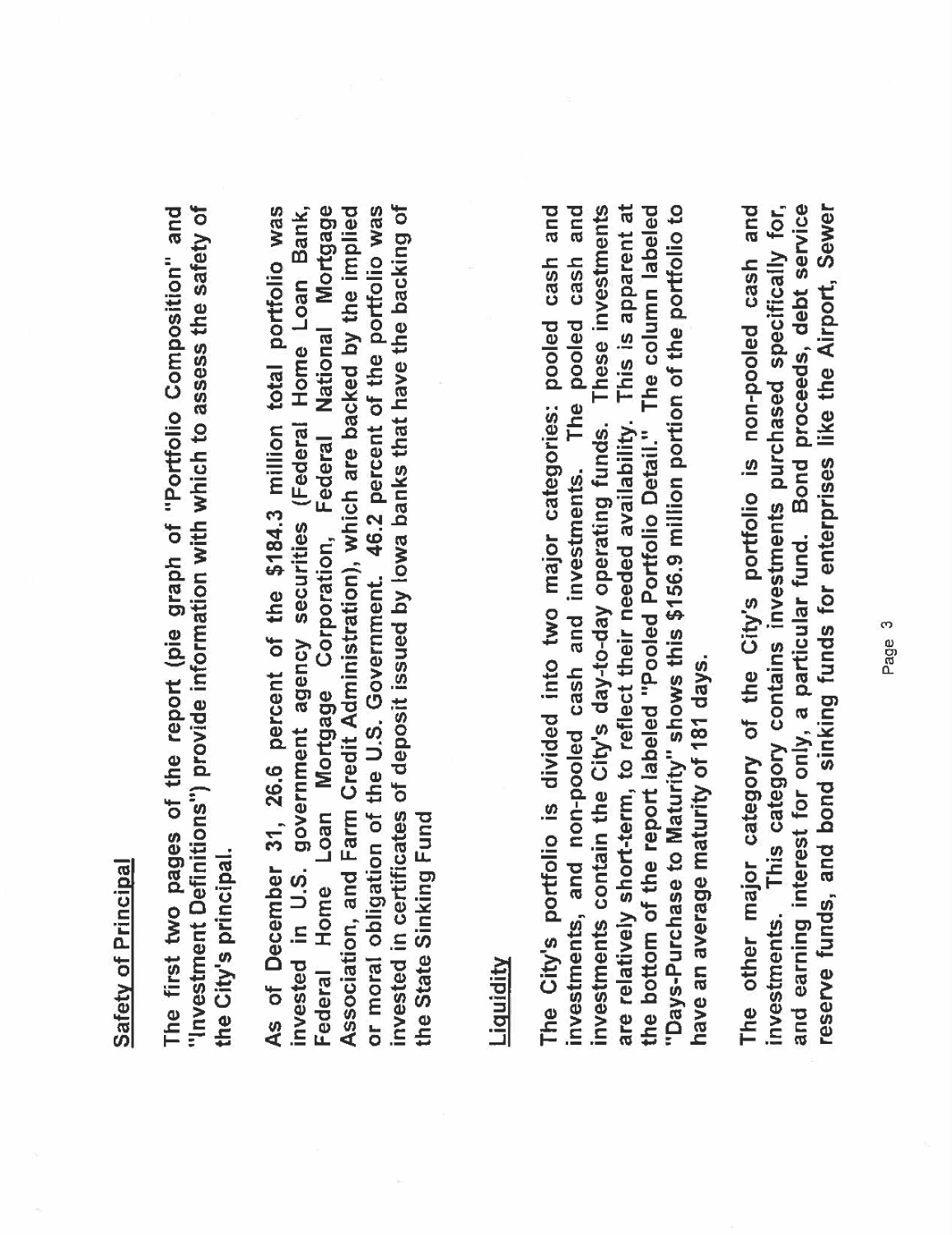## Safety of Principal

The first two pages of the report (pie graph of "Portfolio Composition" and "Investment Definitions") provide information with which to assess the safety of the City's principal.

As of December 31, 26.6 percent of the $184.3 million total portfolio was invested in U.S. government agency securities (Federal Home Loan Bank, Federal Home Loan Mortgage Corporation, Federal National Mortgage Association, and Farm Credit Administration), which are backed by the implied or moral obligation of the U.S. Government. 46.2 percent of the portfolio was invested in certificates of deposit issued by Iowa banks that have the backing of the State Sinking Fund

## Liquidity

The City's portfolio is divided into two major categories: pooled cash and investments, and non-pooled cash and investments. The pooled cash and investments contain the City's day-to-day operating funds. These investments are relatively short-term, to reflect their needed availability. This is apparent at the bottom of the report labeled "Pooled Portfolio Detail." The column labeled "Days-Purchase to Maturity" shows this $156.9 million portion of the portfolio to have an average maturity of 181 days.

The other major category of the City's portfolio is non-pooled cash and investments. This category contains investments purchased specifically for, and earning interest for only, a particular fund. Bond proceeds, debt service reserve funds, and bond sinking funds for enterprises like the Airport, Sewer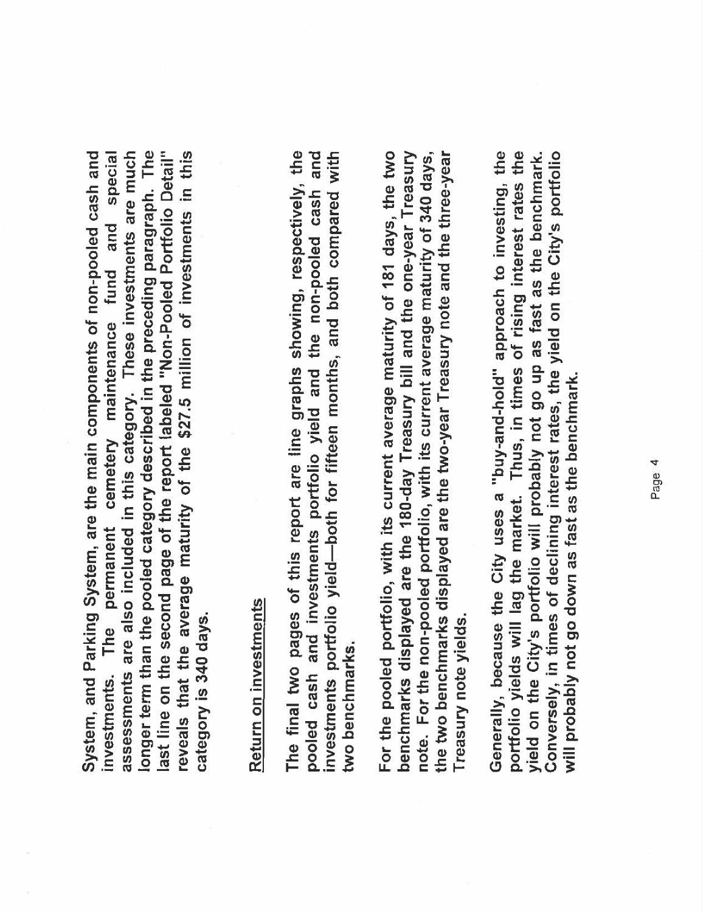System, and Parking System, are the main components of non-pooled cash and investments. The permanent cemetery maintenance fund and special assessments are also included in this category. These investments are much longer term than the pooled category described in the preceding paragraph. The last line on the second page of the report labeled "Non-Pooled Portfolio Detail" reveals that the average maturity of the $27.5 million of investments in this category is 340 days.

## Return on investments

The final two pages of this report are line graphs showing, respectively, the pooled cash and investments portfolio yield and the non-pooled cash and investments portfolio yield—both for fifteen months, and both compared with two benchmarks.

For the pooled portfolio, with its current average maturity of 181 days, the two benchmarks displayed are the 180-day Treasury bill and the one-year Treasury note. For the non-pooled portfolio, with its current average maturity of 340 days, the two benchmarks displayed are the two-year Treasury note and the three-year Treasury note yields.

Generally, because the City uses a "buy-and-hold" approach to investing, the portfolio yields will lag the market. Thus, in times of rising interest rates the yield on the City's portfolio will probably not go up as fast as the benchmark. Conversely, in times of declining interest rates, the yield on the City's portfolio will probably not go down as fast as the benchmark.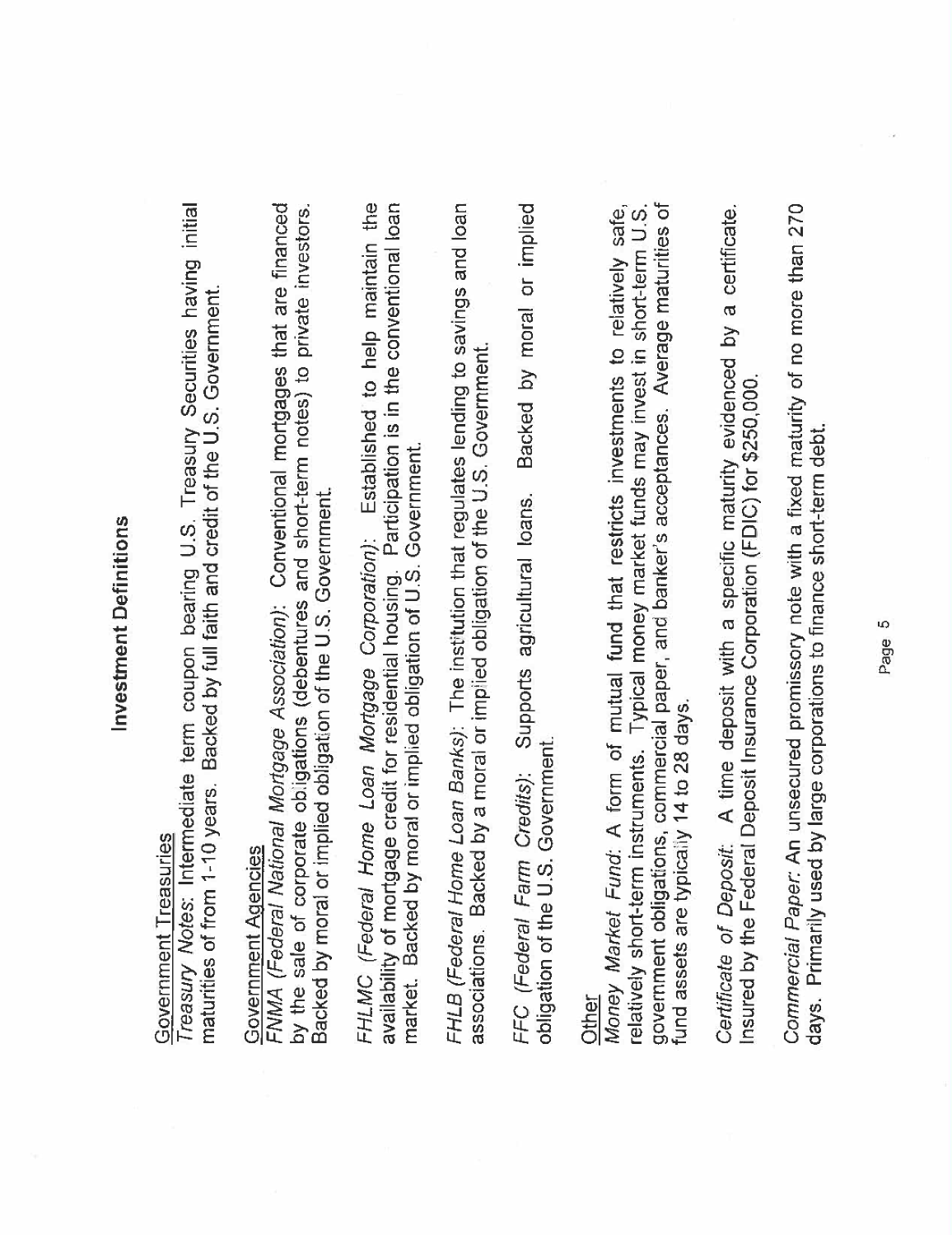# Investment Definitions

<u>Government Treasuries</u>

*Treasury Notes*: Intermediate term coupon bearing U.S. Treasury Securities having initial maturities of from 1-10 years. Backed by full faith and credit of the U.S. Government.

<u>Government Agencies</u>

*FNMA (Federal National Mortgage Association)*: Conventional mortgages that are financed by the sale of corporate obligations (debentures and short-term notes) to private investors. Backed by moral or implied obligation of the U.S. Government.

*FHLMC (Federal Home Loan Mortgage Corporation)*: Established to help maintain the availability of mortgage credit for residential housing. Participation is in the conventional loan market. Backed by moral or implied obligation of U.S. Government.

*FHLB (Federal Home Loan Banks)*: The institution that regulates lending to savings and loan associations. Backed by a moral or implied obligation of the U.S. Government.

*FFC (Federal Farm Credits)*: Supports agricultural loans. Backed by moral or implied obligation of the U.S. Government.

<u>Other</u>

*Money Market Fund*: A form of mutual fund that restricts investments to relatively safe, relatively short-term instruments. Typical money market funds may invest in short-term U.S. government obligations, commercial paper, and banker's acceptances. Average maturities of fund assets are typically 14 to 28 days.

*Certificate of Deposit*: A time deposit with a specific maturity evidenced by a certificate. Insured by the Federal Deposit Insurance Corporation (FDIC) for $250,000.

*Commercial Paper*: An unsecured promissory note with a fixed maturity of no more than 270 days. Primarily used by large corporations to finance short-term debt.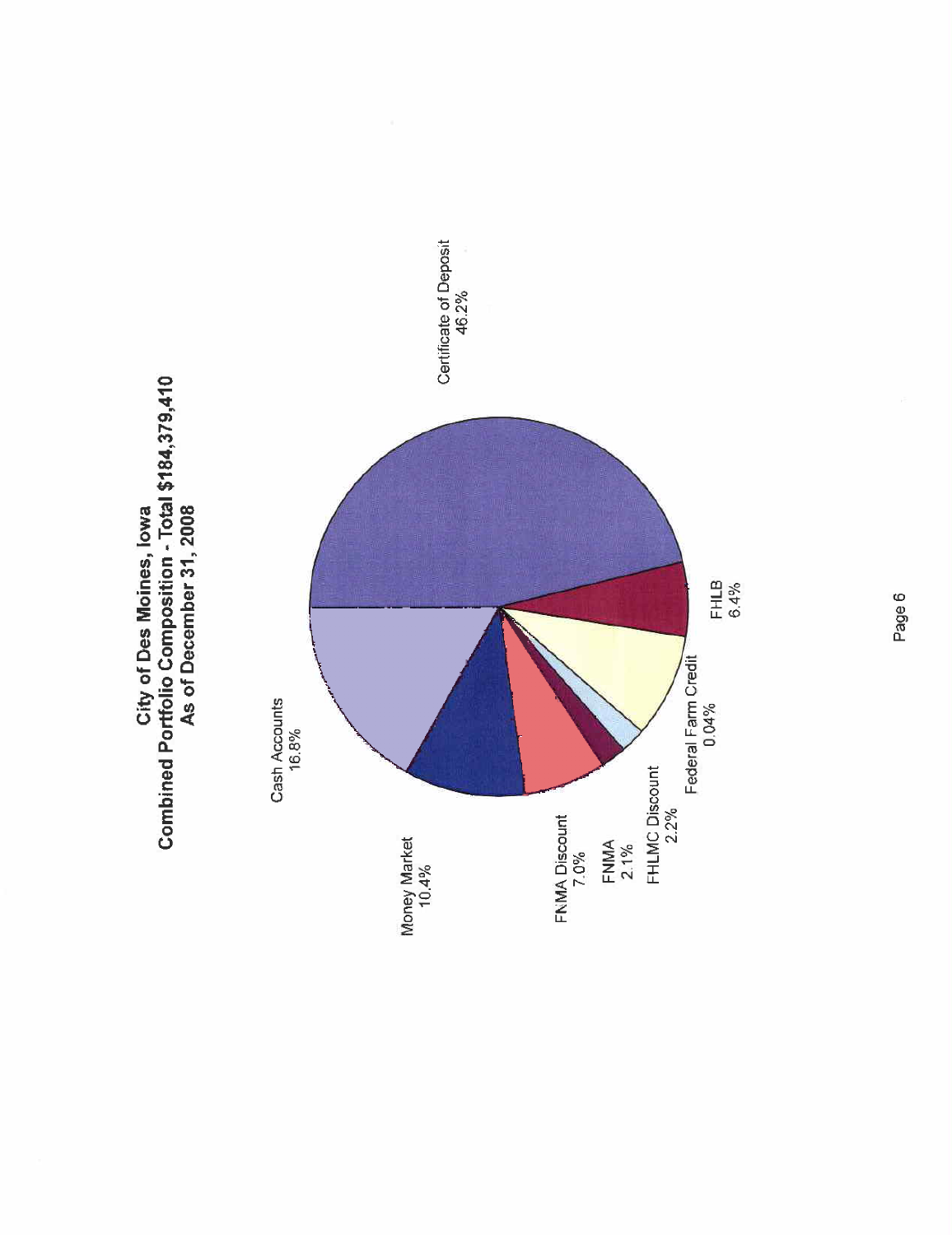# City of Des Moines, Iowa
## Combined Portfolio Composition - Total $184,379,410
### As of December 31, 2008

Certificate of Deposit
46.2%

Cash Accounts
16.8%

Money Market
10.4%

FNMA Discount
7.0%

FNMA
2.1%

FHLMC Discount
2.2%

Federal Farm Credit
0.04%

FHLB
6.4%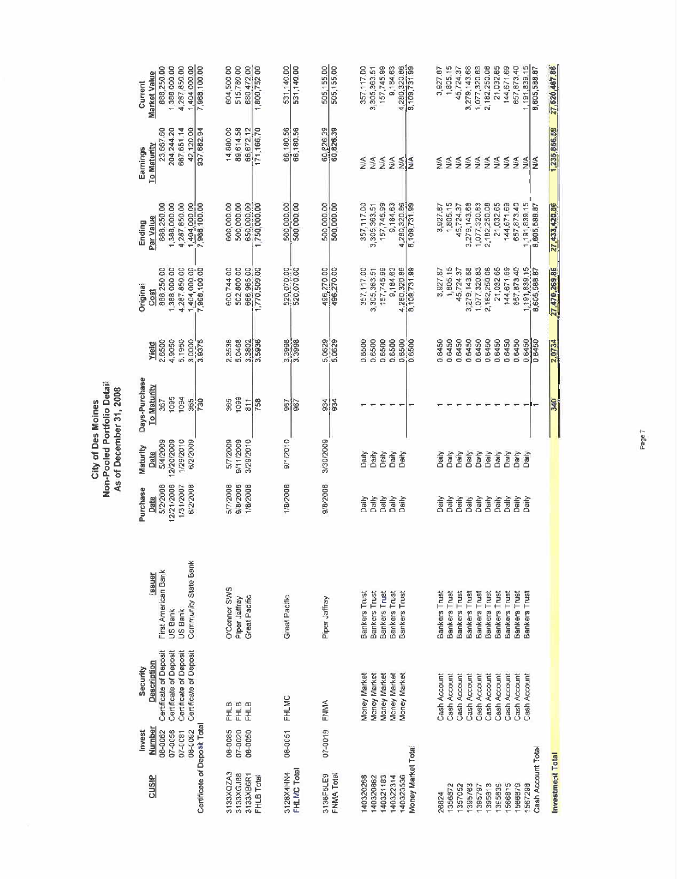# City of Des Moines
## Non-Pooled Portfolio Detail
### As of December 31, 2008

| CUSIP | Invest Number | Security Description | Issuer | Purchase Date | Maturity Date | Days-Purchase To Maturity | Yield | Original Cost | Ending Par Value | Earnings To Maturity | Current Market Value |
|---|---|---|---|---|---|---|---|---|---|---|---|
| | 08-0082 | Certificate of Deposit | First American Bank | 5/2/2008 | 5/4/2009 | 367 | 2.6500 | 888,250.00 | 888,250.00 | 23,667.60 | 888,250.00 |
| | 07-0058 | Certificate of Deposit | US Bank | 12/21/2006 | 12/20/2009 | 1095 | 4.9050 | 1,388,000.00 | 1,388,000.00 | 204,244.20 | 1,388,000.00 |
| | 07-0081 | Certificate of Deposit | US Bank | 1/31/2007 | 1/29/2010 | 1094 | 5.1950 | 4,287,850.00 | 4,287,850.00 | 667,651.14 | 4,287,850.00 |
| | 08-0062 | Certificate of Deposit | Community State Bank | 6/2/2008 | 6/2/2009 | 365 | 3.0000 | 1,404,000.00 | 1,404,000.00 | 42,120.00 | 1,404,000.00 |
| Certificate of Deposit Total | | | | | | 730 | 3.9375 | 7,968,100.00 | 7,968,100.00 | 937,682.94 | 7,968,100.00 |
| 3133XQZA3 | 08-0085 | FHLB | O'Connor SWS | 5/7/2008 | 5/7/2009 | 365 | 2.3538 | 600,744.00 | 600,000.00 | 14,880.00 | 604,500.00 |
| 3133XGJ88 | 07-0020 | FHLB | Piper Jaffray | 9/8/2006 | 9/11/2009 | 1099 | 5.0468 | 502,800.00 | 500,000.00 | 89,614.58 | 515,780.00 |
| 3133XB6R1 | 08-0050 | FHLB | Great Pacific | 1/8/2008 | 3/29/2010 | 811 | 3.3802 | 666,965.00 | 650,000.00 | 66,672.12 | 680,472.00 |
| FHLB Total | | | | | | 758 | 3.5936 | 1,770,509.00 | 1,750,000.00 | 171,166.70 | 1,800,752.00 |
| 3128X4HN4 | 08-0051 | FHLMC | Great Pacific | 1/8/2008 | 9/1/2010 | 987 | 3.3998 | 520,070.00 | 500,000.00 | 66,180.56 | 531,140.00 |
| FHLMC Total | | | | | | 987 | 3.3998 | 520,070.00 | 500,000.00 | 66,180.56 | 531,140.00 |
| 3136F5LE9 | 07-0019 | FNMA | Piper Jaffray | 9/8/2006 | 3/30/2009 | 934 | 5.0629 | 496,270.00 | 500,000.00 | 60,826.39 | 505,155.00 |
| FNMA Total | | | | | | 934 | 5.0629 | 496,270.00 | 500,000.00 | 60,826.39 | 505,155.00 |
| 140320268 | | Money Market | Bankers Trust | Daily | Daily | 1 | 0.6500 | 357,117.00 | 357,117.00 | N/A | 357,117.00 |
| 140320862 | | Money Market | Bankers Trust | Daily | Daily | 1 | 0.6500 | 3,305,363.51 | 3,305,363.51 | N/A | 3,305,363.51 |
| 140321183 | | Money Market | Bankers Trust | Daily | Daily | 1 | 0.6500 | 157,745.99 | 157,745.99 | N/A | 157,745.99 |
| 140322314 | | Money Market | Bankers Trust | Daily | Daily | 1 | 0.6500 | 9,184.63 | 9,184.63 | N/A | 9,184.63 |
| 140323536 | | Money Market | Bankers Trust | Daily | Daily | 1 | 0.6500 | 4,280,320.86 | 4,280,320.86 | N/A | 4,280,320.86 |
| Money Market Total | | | | | | 1 | 0.6500 | 8,109,731.99 | 8,109,731.99 | N/A | 8,109,731.99 |
| 26824 | | Cash Account | Bankers Trust | Daily | Daily | 1 | 0.6450 | 3,927.87 | 3,927.87 | N/A | 3,927.87 |
| 1356872 | | Cash Account | Bankers Trust | Daily | Daily | 1 | 0.6450 | 1,805.15 | 1,805.15 | N/A | 1,805.15 |
| 1357052 | | Cash Account | Bankers Trust | Daily | Daily | 1 | 0.6450 | 45,724.37 | 45,724.37 | N/A | 45,724.37 |
| 1395763 | | Cash Account | Bankers Trust | Daily | Daily | 1 | 0.6450 | 3,279,143.68 | 3,279,143.68 | N/A | 3,279,143.68 |
| 1395797 | | Cash Account | Bankers Trust | Daily | Daily | 1 | 0.6450 | 1,077,320.83 | 1,077,320.83 | N/A | 1,077,320.83 |
| 1395813 | | Cash Account | Bankers Trust | Daily | Daily | 1 | 0.6450 | 2,182,250.08 | 2,182,250.08 | N/A | 2,182,250.08 |
| 1395839 | | Cash Account | Bankers Trust | Daily | Daily | 1 | 0.6450 | 21,032.65 | 21,032.65 | N/A | 21,032.65 |
| 1566815 | | Cash Account | Bankers Trust | Daily | Daily | 1 | 0.6450 | 144,671.69 | 144,671.69 | N/A | 144,671.69 |
| 1566879 | | Cash Account | Bankers Trust | Daily | Daily | 1 | 0.6450 | 657,873.40 | 657,873.40 | N/A | 657,873.40 |
| 1567298 | | Cash Account | Bankers Trust | Daily | Daily | 1 | 0.6450 | 1,191,839.15 | 1,191,839.15 | N/A | 1,191,839.15 |
| Cash Account Total | | | | | | 1 | 0.6450 | 8,605,588.87 | 8,605,588.87 | N/A | 8,605,588.87 |
| **Investment Total** | | | | | | **340** | **2.0734** | **27,470,269.86** | **27,433,420.86** | **1,235,856.59** | **27,520,467.86** |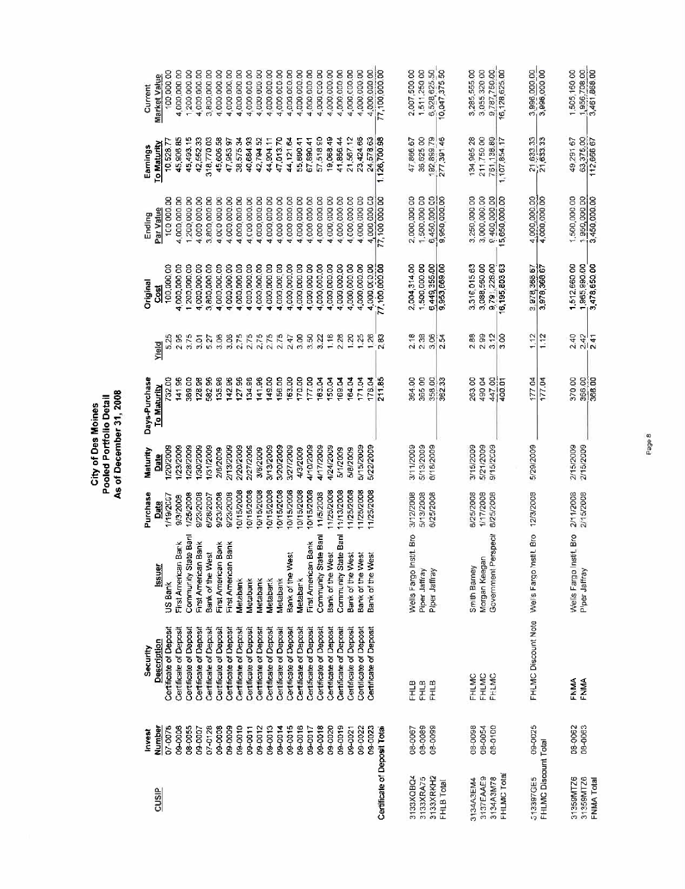# City of Des Moines
## Pooled Portfolio Detail
### As of December 31, 2008

| CUSIP | Invest Number | Security Description | Issuer | Purchase Date | Maturity Date | Days-Purchase To Maturity | Yield | Original Cost | Ending Par Value | Earnings To Maturity | Current Market Value |
|---|---|---|---|---|---|---|---|---|---|---|---|
| | 07-0076 | Certificate of Deposit | US Bank | 1/19/2007 | 1/20/2009 | 732.00 | 5.25 | 100,000.00 | 100,000.00 | 10,528.77 | 100,000.00 |
| | 09-0006 | Certificate of Deposit | First American Bank | 9/3/2008 | 1/23/2009 | 141.96 | 2.95 | 4,000,000.00 | 4,000,000.00 | 45,906.85 | 4,000,000.00 |
| | 08-0055 | Certificate of Deposit | Community State Bank | 1/25/2008 | 1/28/2009 | 369.00 | 3.75 | 1,200,000.00 | 1,200,000.00 | 45,493.15 | 1,200,000.00 |
| | 09-0007 | Certificate of Deposit | First American Bank | 9/23/2008 | 1/30/2009 | 128.96 | 3.01 | 4,000,000.00 | 4,000,000.00 | 42,552.33 | 4,000,000.00 |
| | 07-0128 | Certificate of Deposit | Bank of the West | 6/28/2007 | 1/31/2009 | 582.96 | 5.27 | 3,800,000.00 | 3,800,000.00 | 318,770.03 | 3,800,000.00 |
| | 09-0008 | Certificate of Deposit | First American Bank | 9/23/2008 | 2/6/2009 | 135.96 | 3.06 | 4,000,000.00 | 4,000,000.00 | 45,606.58 | 4,000,000.00 |
| | 09-0009 | Certificate of Deposit | First American Bank | 9/23/2008 | 2/13/2009 | 142.96 | 3.06 | 4,000,000.00 | 4,000,000.00 | 47,953.97 | 4,000,000.00 |
| | 09-0010 | Certificate of Deposit | Metabank | 10/15/2008 | 2/20/2009 | 127.96 | 2.75 | 4,000,000.00 | 4,000,000.00 | 38,575.34 | 4,000,000.00 |
| | 09-0011 | Certificate of Deposit | Metabank | 10/15/2008 | 2/27/2009 | 134.96 | 2.75 | 4,000,000.00 | 4,000,000.00 | 40,684.93 | 4,000,000.00 |
| | 09-0012 | Certificate of Deposit | Metabank | 10/15/2008 | 3/6/2009 | 141.96 | 2.75 | 4,000,000.00 | 4,000,000.00 | 42,794.52 | 4,000,000.00 |
| | 09-0013 | Certificate of Deposit | Metabank | 10/15/2008 | 3/13/2009 | 149.00 | 2.75 | 4,000,000.00 | 4,000,000.00 | 44,904.11 | 4,000,000.00 |
| | 09-0014 | Certificate of Deposit | Metabank | 10/15/2008 | 3/20/2009 | 156.00 | 2.75 | 4,000,000.00 | 4,000,000.00 | 47,013.70 | 4,000,000.00 |
| | 09-0015 | Certificate of Deposit | Bank of the West | 10/15/2008 | 3/27/2009 | 163.00 | 2.47 | 4,000,000.00 | 4,000,000.00 | 44,121.64 | 4,000,000.00 |
| | 09-0016 | Certificate of Deposit | Metabank | 10/15/2008 | 4/3/2009 | 170.00 | 3.00 | 4,000,000.00 | 4,000,000.00 | 55,890.41 | 4,000,000.00 |
| | 09-0017 | Certificate of Deposit | First American Bank | 10/15/2008 | 4/10/2009 | 177.00 | 3.50 | 4,000,000.00 | 4,000,000.00 | 67,890.41 | 4,000,000.00 |
| | 09-0018 | Certificate of Deposit | Community State Bank | 11/5/2008 | 4/17/2009 | 163.04 | 3.22 | 4,000,000.00 | 4,000,000.00 | 57,518.90 | 4,000,000.00 |
| | 09-0020 | Certificate of Deposit | Bank of the West | 11/25/2008 | 4/24/2009 | 150.04 | 1.16 | 4,000,000.00 | 4,000,000.00 | 19,068.49 | 4,000,000.00 |
| | 09-0019 | Certificate of Deposit | Community State Bank | 11/13/2008 | 5/1/2009 | 169.04 | 2.28 | 4,000,000.00 | 4,000,000.00 | 41,856.44 | 4,000,000.00 |
| | 09-0021 | Certificate of Deposit | Bank of the West | 11/25/2008 | 5/8/2009 | 164.04 | 1.20 | 4,000,000.00 | 4,000,000.00 | 21,567.12 | 4,000,000.00 |
| | 09-0022 | Certificate of Deposit | Bank of the West | 11/25/2008 | 5/15/2009 | 171.04 | 1.25 | 4,000,000.00 | 4,000,000.00 | 23,424.66 | 4,000,000.00 |
| | 09-0023 | Certificate of Deposit | Bank of the West | 11/25/2008 | 5/22/2009 | 178.04 | 1.26 | 4,000,000.00 | 4,000,000.00 | 24,578.63 | 4,000,000.00 |
| Certificate of Deposit Total | | | | | | 211.85 | 2.83 | 77,100,000.00 | 77,100,000.00 | 1,126,700.98 | 77,100,000.00 |
| 3133XQBQ4 | 08-0067 | FHLB | Wells Fargo Instit. Bro | 3/12/2008 | 3/11/2009 | 364.00 | 2.18 | 2,004,314.00 | 2,000,000.00 | 47,866.67 | 2,007,500.00 |
| 3133XRA75 | 08-0089 | FHLB | Piper Jaffray | 5/13/2008 | 5/13/2009 | 365.00 | 2.38 | 1,500,000.00 | 1,500,000.00 | 36,625.00 | 1,511,250.00 |
| 3133XRKH2 | 08-0099 | FHLB | Piper Jaffray | 6/25/2008 | 6/18/2009 | 358.00 | 3.06 | 6,449,355.00 | 6,450,000.00 | 192,899.79 | 6,528,625.50 |
| FHLB Total | | | | | | 362.33 | 2.54 | 9,953,669.00 | 9,950,000.00 | 277,391.46 | 10,047,375.50 |
| 3134A3EM4 | 08-0098 | FHLMC | Smith Barney | 6/25/2008 | 3/15/2009 | 263.00 | 2.88 | 3,316,015.63 | 3,250,000.00 | 134,965.28 | 3,285,555.00 |
| 3137EAAE9 | 08-0054 | FHLMC | Morgan Keegan | 1/17/2008 | 5/21/2009 | 490.04 | 2.99 | 3,088,560.00 | 3,000,000.00 | 211,750.00 | 3,055,320.00 |
| 3134A3M78 | 08-0100 | FHLMC | Government Perspecti | 6/25/2008 | 9/15/2009 | 447.00 | 3.12 | 9,791,228.00 | 9,400,000.00 | 761,138.89 | 9,787,750.00 |
| FHLMC Total | | | | | | 400.01 | 3.00 | 16,195,803.63 | 15,650,000.00 | 1,107,854.17 | 16,128,625.00 |
| 313397GE5 | 09-0025 | FHLMC Discount Note | Wells Fargo Instit. Bro | 12/3/2008 | 5/29/2009 | 177.04 | 1.12 | 3,978,366.67 | 4,000,000.00 | 21,633.33 | 3,996,000.00 |
| FHLMC Discount Total | | | | | | 177.04 | 1.12 | 3,978,366.67 | 4,000,000.00 | 21,633.33 | 3,996,000.00 |
| 31359MTZ6 | 08-0062 | FNMA | Wells Fargo Instit. Bro | 2/11/2008 | 2/15/2009 | 370.00 | 2.40 | 1,512,660.00 | 1,500,000.00 | 49,291.67 | 1,505,160.00 |
| 31359MTZ6 | 08-0063 | FNMA | Piper Jaffray | 2/15/2008 | 2/15/2009 | 366.00 | 2.42 | 1,965,990.00 | 1,950,000.00 | 63,375.00 | 1,956,708.00 |
| FNMA Total | | | | | | 368.00 | 2.41 | 3,478,650.00 | 3,450,000.00 | 112,666.67 | 3,461,868.00 |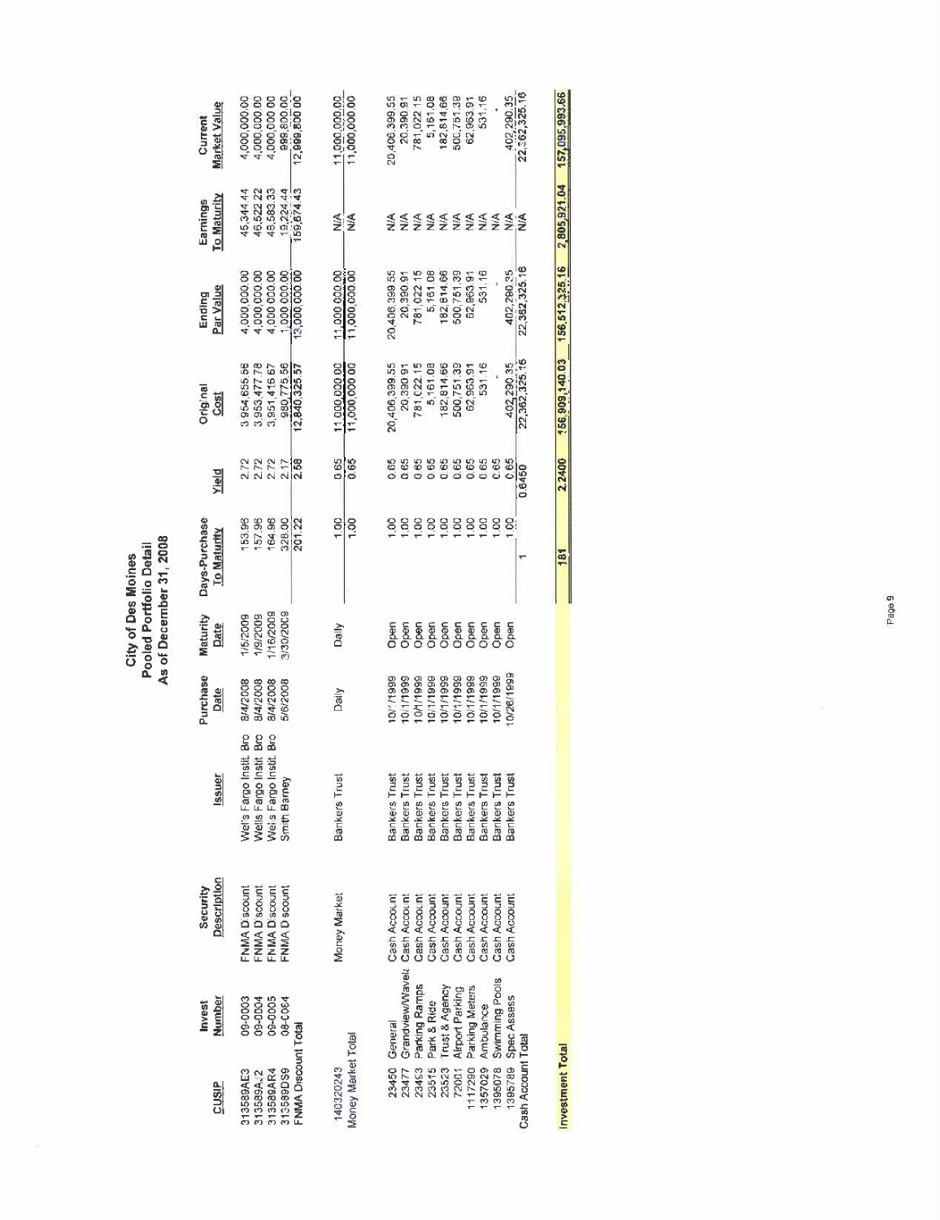# City of Des Moines
## Pooled Portfolio Detail
### As of December 31, 2008

| CUSIP | Invest Number | Security Description | Issuer | Purchase Date | Maturity Date | Days-Purchase To Maturity | Yield | Original Cost | Ending Par Value | Earnings To Maturity | Current Market Value |
|---|---|---|---|---|---|---|---|---|---|---|---|
| 313589AE3 | 09-0003 | FNMA Discount | Wells Fargo Instit. Bro | 8/4/2008 | 1/5/2009 | 153.96 | 2.72 | 3,954,655.56 | 4,000,000.00 | 45,344.44 | 4,000,000.00 |
| 313589AJ2 | 09-0004 | FNMA Discount | Wells Fargo Instit. Bro | 8/4/2008 | 1/9/2009 | 157.96 | 2.72 | 3,953,477.78 | 4,000,000.00 | 46,522.22 | 4,000,000.00 |
| 313589AR4 | 09-0005 | FNMA Discount | Wells Fargo Instit. Bro | 8/4/2008 | 1/16/2009 | 164.96 | 2.72 | 3,951,416.67 | 4,000,000.00 | 48,583.33 | 4,000,000.00 |
| 313589DS9 | 08-0084 | FNMA Discount | Smith Barney | 5/6/2008 | 3/30/2009 | 328.00 | 2.17 | 980,775.56 | 1,000,000.00 | 19,224.44 | 999,800.00 |
| FNMA Discount Total | | | | | | 201.22 | 2.58 | 12,840,325.57 | 13,000,000.00 | 159,674.43 | 12,999,800.00 |
| | | | | | | | | | | | |
| 140320243 | | Money Market | Bankers Trust | Daily | Daily | 1.00 | 0.65 | 11,000,000.00 | 11,000,000.00 | N/A | 11,000,000.00 |
| Money Market Total | | | | | | 1.00 | 0.65 | 11,000,000.00 | 11,000,000.00 | N/A | 11,000,000.00 |
| | | | | | | | | | | | |
| 23450 | General | Cash Account | Bankers Trust | 10/1/1999 | Open | 1.00 | 0.65 | 20,406,399.55 | 20,406,399.55 | N/A | 20,406,399.55 |
| 23477 | Grandview/Waveland | Cash Account | Bankers Trust | 10/1/1999 | Open | 1.00 | 0.65 | 20,390.91 | 20,390.91 | N/A | 20,390.91 |
| 23493 | Parking Ramps | Cash Account | Bankers Trust | 10/1/1999 | Open | 1.00 | 0.65 | 781,022.15 | 781,022.15 | N/A | 781,022.15 |
| 23515 | Park & Ride | Cash Account | Bankers Trust | 10/1/1999 | Open | 1.00 | 0.65 | 5,161.08 | 5,161.08 | N/A | 5,161.08 |
| 23523 | Trust & Agency | Cash Account | Bankers Trust | 10/1/1999 | Open | 1.00 | 0.65 | 182,814.66 | 182,814.66 | N/A | 182,814.66 |
| 72001 | Airport Parking | Cash Account | Bankers Trust | 10/1/1999 | Open | 1.00 | 0.65 | 500,751.39 | 500,751.39 | N/A | 500,751.39 |
| 1117290 | Parking Meters | Cash Account | Bankers Trust | 10/1/1999 | Open | 1.00 | 0.65 | 62,963.91 | 62,963.91 | N/A | 62,963.91 |
| 1357029 | Ambulance | Cash Account | Bankers Trust | 10/1/1999 | Open | 1.00 | 0.65 | 531.16 | 531.16 | N/A | 531.16 |
| 1395078 | Swimming Pools | Cash Account | Bankers Trust | 10/1/1999 | Open | 1.00 | 0.65 | - | - | N/A | - |
| 1395789 | Spec Assess | Cash Account | Bankers Trust | 10/26/1999 | Open | 1.00 | 0.65 | 402,290.35 | 402,290.35 | N/A | 402,290.35 |
| Cash Account Total | | | | | | 1 | 0.6450 | 22,362,325.16 | 22,362,325.16 | N/A | 22,362,325.16 |
| | | | | | | | | | | | |
| **Investment Total** | | | | | | **181** | **2.2400** | **156,909,140.03** | **156,512,325.16** | **2,805,921.04** | **157,095,993.66** |